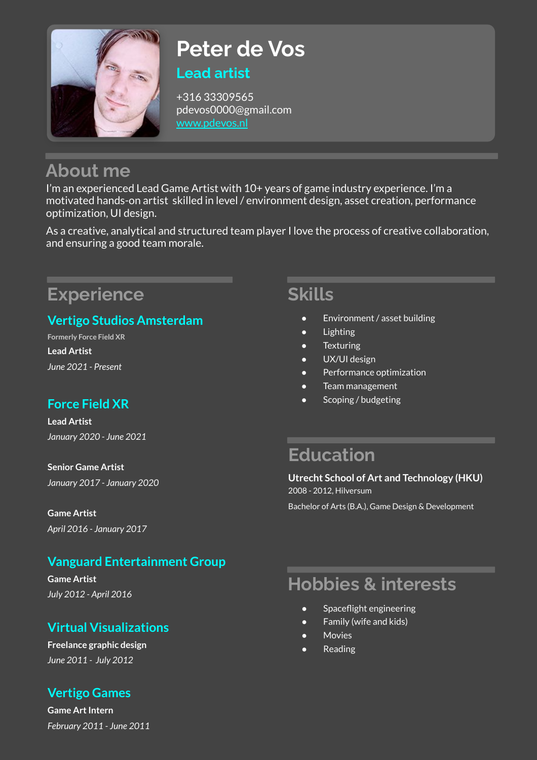# Peter de Vos

## Lead artist

+316 33309565
pdevos0000@gmail.com
[www.pdevos.nl](http://www.pdevos.nl)

## About me

I'm an experienced Lead Game Artist with 10+ years of game industry experience. I'm a motivated hands-on artist skilled in level / environment design, asset creation, performance optimization, UI design.

As a creative, analytical and structured team player I love the process of creative collaboration, and ensuring a good team morale.

## Experience

### Vertigo Studios Amsterdam

Formerly Force Field XR

**Lead Artist**

*June 2021 - Present*

### Force Field XR

**Lead Artist**

*January 2020 - June 2021*

**Senior Game Artist**

*January 2017 - January 2020*

**Game Artist**

*April 2016 - January 2017*

### Vanguard Entertainment Group

**Game Artist**

*July 2012 - April 2016*

### Virtual Visualizations

**Freelance graphic design**

*June 2011 - July 2012*

### Vertigo Games

**Game Art Intern**

*February 2011 - June 2011*

## Skills

- Environment / asset building
- Lighting
- Texturing
- UX/UI design
- Performance optimization
- Team management
- Scoping / budgeting

## Education

**Utrecht School of Art and Technology (HKU)**
2008 - 2012, Hilversum

Bachelor of Arts (B.A.), Game Design & Development

## Hobbies & interests

- Spaceflight engineering
- Family (wife and kids)
- Movies
- Reading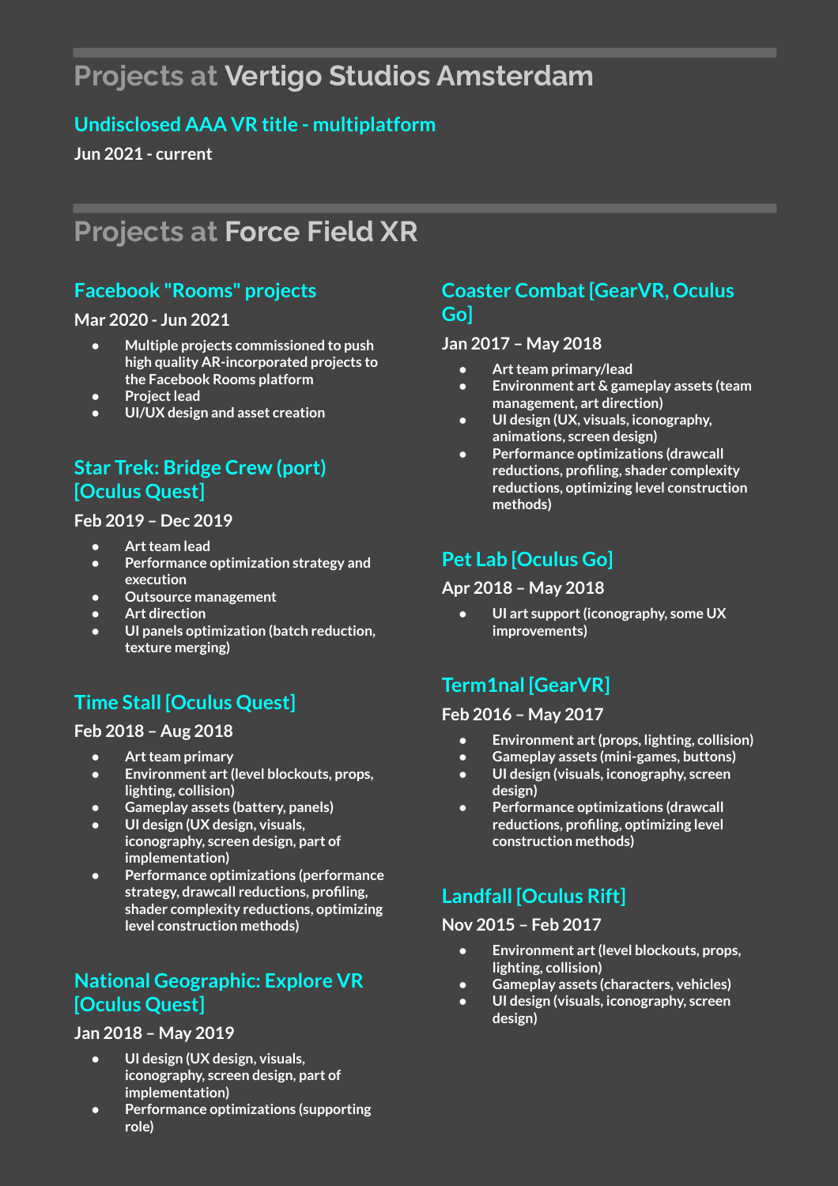## Projects at **Vertigo Studios Amsterdam**

### Undisclosed AAA VR title - multiplatform

**Jun 2021 - current**

## Projects at **Force Field XR**

### Facebook "Rooms" projects

**Mar 2020 - Jun 2021**

- Multiple projects commissioned to push high quality AR-incorporated projects to the Facebook Rooms platform
- Project lead
- UI/UX design and asset creation

### Star Trek: Bridge Crew (port) [Oculus Quest]

**Feb 2019 – Dec 2019**

- Art team lead
- Performance optimization strategy and execution
- Outsource management
- Art direction
- UI panels optimization (batch reduction, texture merging)

### Time Stall [Oculus Quest]

**Feb 2018 – Aug 2018**

- Art team primary
- Environment art (level blockouts, props, lighting, collision)
- Gameplay assets (battery, panels)
- UI design (UX design, visuals, iconography, screen design, part of implementation)
- Performance optimizations (performance strategy, drawcall reductions, profiling, shader complexity reductions, optimizing level construction methods)

### National Geographic: Explore VR [Oculus Quest]

**Jan 2018 – May 2019**

- UI design (UX design, visuals, iconography, screen design, part of implementation)
- Performance optimizations (supporting role)

### Coaster Combat [GearVR, Oculus Go]

**Jan 2017 – May 2018**

- Art team primary/lead
- Environment art & gameplay assets (team management, art direction)
- UI design (UX, visuals, iconography, animations, screen design)
- Performance optimizations (drawcall reductions, profiling, shader complexity reductions, optimizing level construction methods)

### Pet Lab [Oculus Go]

**Apr 2018 – May 2018**

- UI art support (iconography, some UX improvements)

### Term1nal [GearVR]

**Feb 2016 – May 2017**

- Environment art (props, lighting, collision)
- Gameplay assets (mini-games, buttons)
- UI design (visuals, iconography, screen design)
- Performance optimizations (drawcall reductions, profiling, optimizing level construction methods)

### Landfall [Oculus Rift]

**Nov 2015 – Feb 2017**

- Environment art (level blockouts, props, lighting, collision)
- Gameplay assets (characters, vehicles)
- UI design (visuals, iconography, screen design)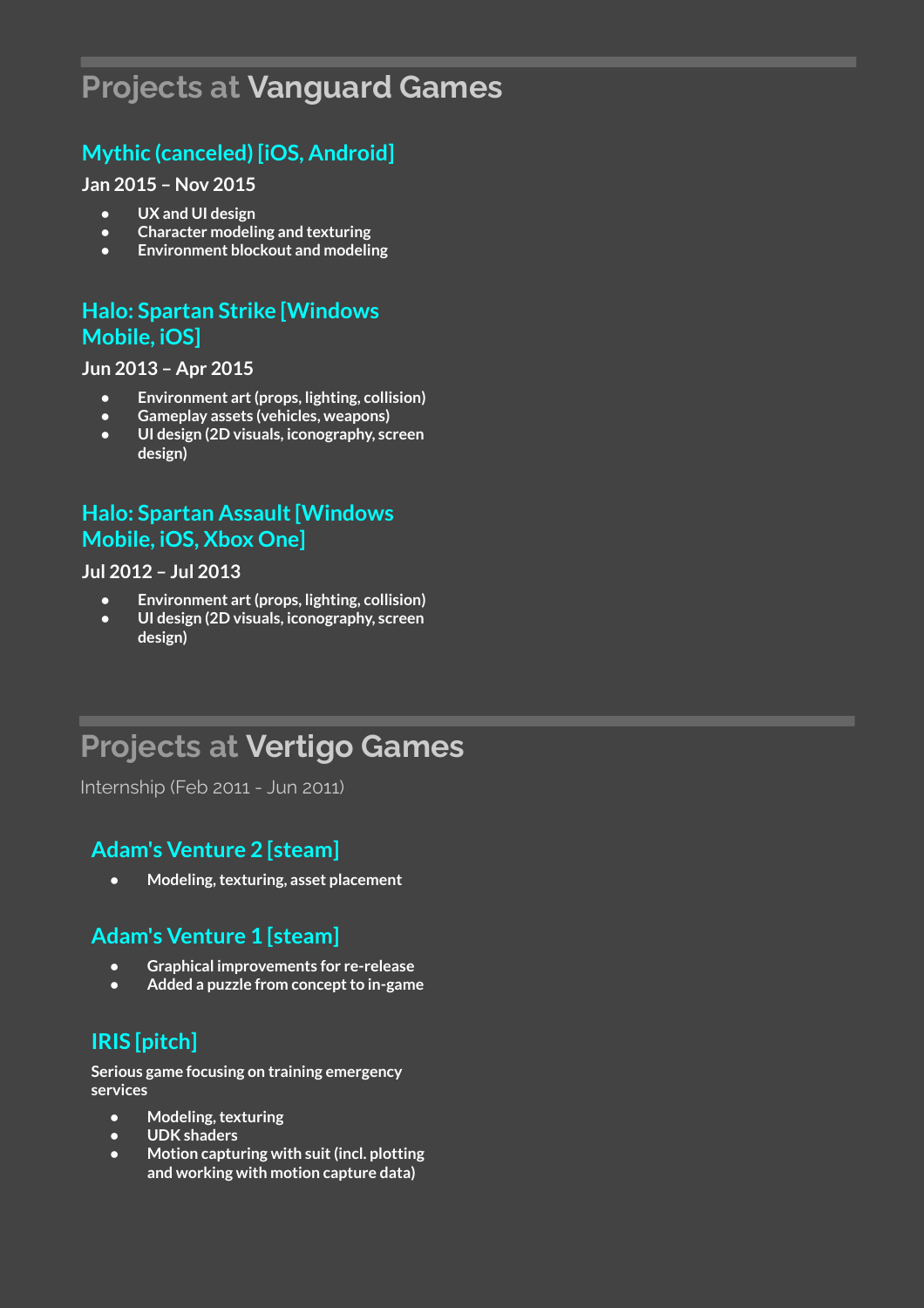# Projects at Vanguard Games

### Mythic (canceled) [iOS, Android]

**Jan 2015 – Nov 2015**

- UX and UI design
- Character modeling and texturing
- Environment blockout and modeling

### Halo: Spartan Strike [Windows Mobile, iOS]

**Jun 2013 – Apr 2015**

- Environment art (props, lighting, collision)
- Gameplay assets (vehicles, weapons)
- UI design (2D visuals, iconography, screen design)

### Halo: Spartan Assault [Windows Mobile, iOS, Xbox One]

**Jul 2012 – Jul 2013**

- Environment art (props, lighting, collision)
- UI design (2D visuals, iconography, screen design)

# Projects at Vertigo Games

Internship (Feb 2011 - Jun 2011)

### Adam's Venture 2 [steam]

- Modeling, texturing, asset placement

### Adam's Venture 1 [steam]

- Graphical improvements for re-release
- Added a puzzle from concept to in-game

### IRIS [pitch]

**Serious game focusing on training emergency services**

- Modeling, texturing
- UDK shaders
- Motion capturing with suit (incl. plotting and working with motion capture data)